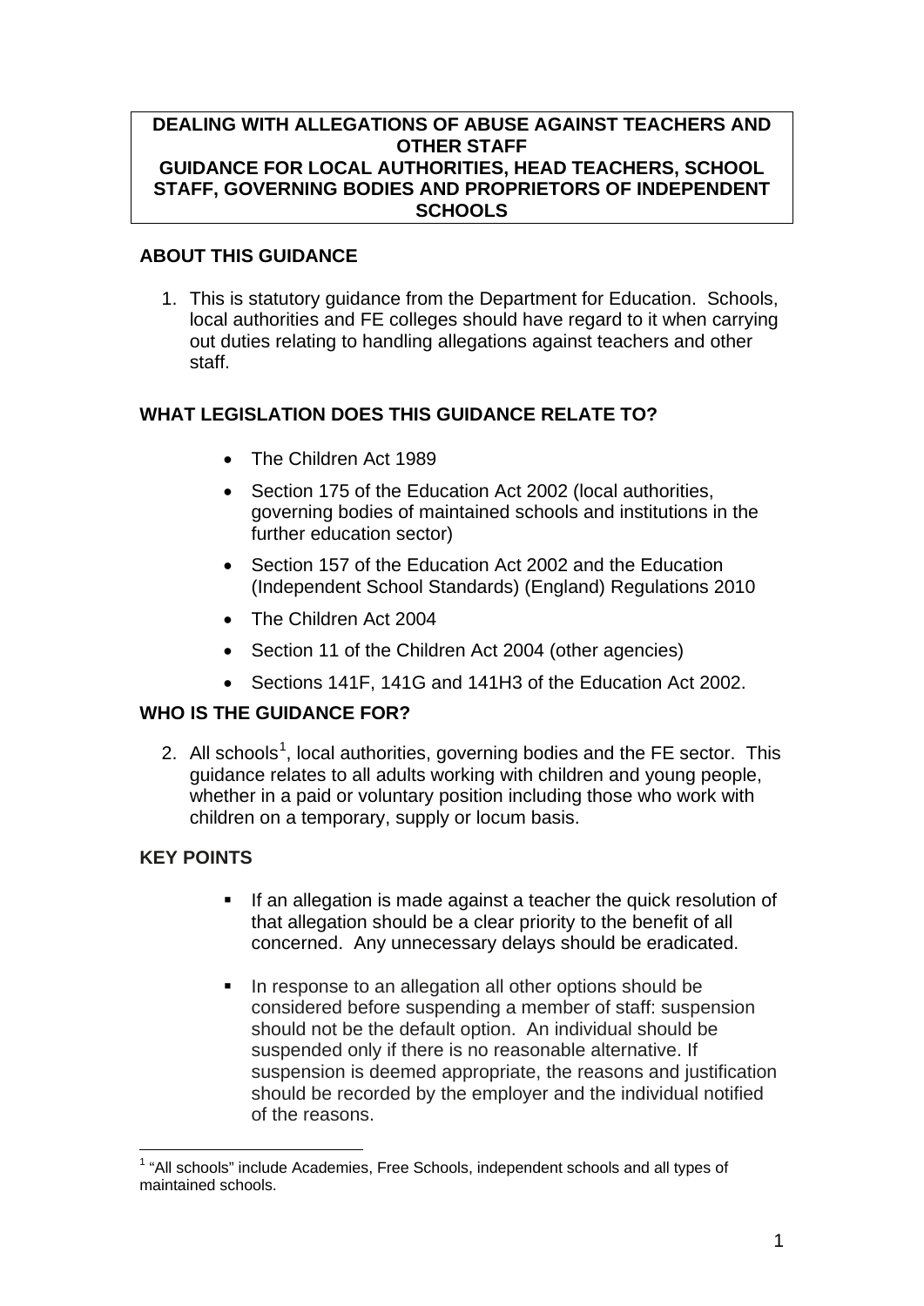# DEALING WITH ALLEGATIONS OF ABUSE AGAINST TEACHERS AND OTHER STAFF
# GUIDANCE FOR LOCAL AUTHORITIES, HEAD TEACHERS, SCHOOL STAFF, GOVERNING BODIES AND PROPRIETORS OF INDEPENDENT SCHOOLS

## ABOUT THIS GUIDANCE

1. This is statutory guidance from the Department for Education. Schools, local authorities and FE colleges should have regard to it when carrying out duties relating to handling allegations against teachers and other staff.

## WHAT LEGISLATION DOES THIS GUIDANCE RELATE TO?

- The Children Act 1989
- Section 175 of the Education Act 2002 (local authorities, governing bodies of maintained schools and institutions in the further education sector)
- Section 157 of the Education Act 2002 and the Education (Independent School Standards) (England) Regulations 2010
- The Children Act 2004
- Section 11 of the Children Act 2004 (other agencies)
- Sections 141F, 141G and 141H3 of the Education Act 2002.

## WHO IS THE GUIDANCE FOR?

2. All schools[1], local authorities, governing bodies and the FE sector. This guidance relates to all adults working with children and young people, whether in a paid or voluntary position including those who work with children on a temporary, supply or locum basis.

## KEY POINTS

- If an allegation is made against a teacher the quick resolution of that allegation should be a clear priority to the benefit of all concerned. Any unnecessary delays should be eradicated.
- In response to an allegation all other options should be considered before suspending a member of staff: suspension should not be the default option. An individual should be suspended only if there is no reasonable alternative. If suspension is deemed appropriate, the reasons and justification should be recorded by the employer and the individual notified of the reasons.

[1] "All schools" include Academies, Free Schools, independent schools and all types of maintained schools.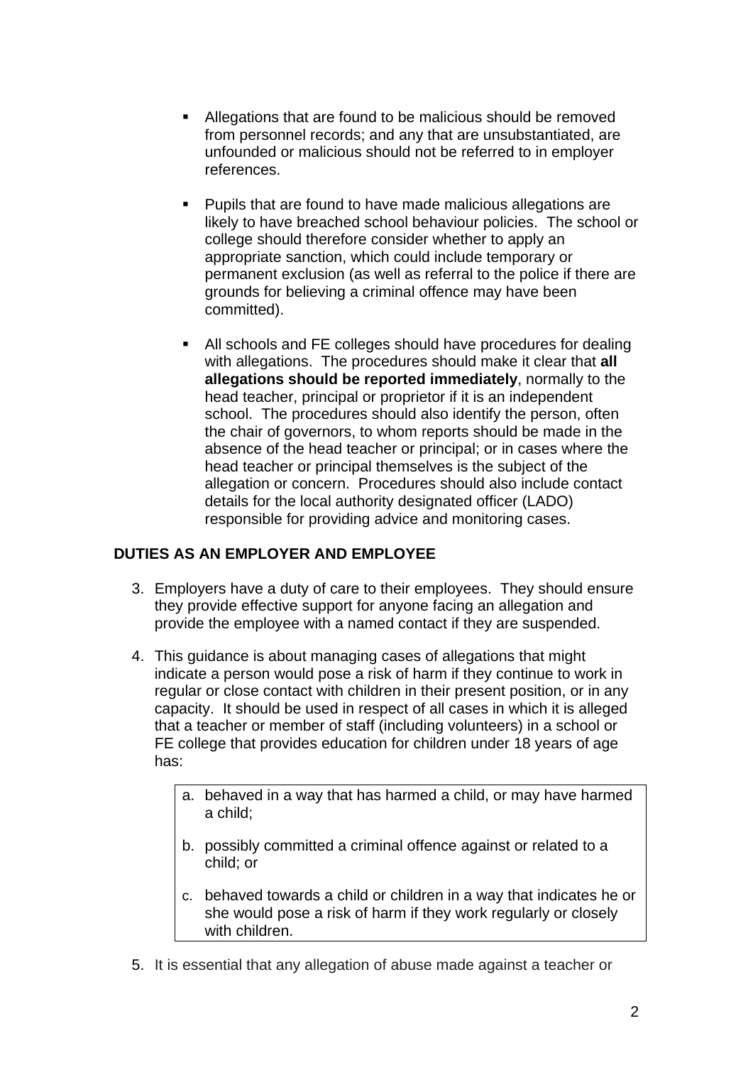- Allegations that are found to be malicious should be removed from personnel records; and any that are unsubstantiated, are unfounded or malicious should not be referred to in employer references.

- Pupils that are found to have made malicious allegations are likely to have breached school behaviour policies. The school or college should therefore consider whether to apply an appropriate sanction, which could include temporary or permanent exclusion (as well as referral to the police if there are grounds for believing a criminal offence may have been committed).

- All schools and FE colleges should have procedures for dealing with allegations. The procedures should make it clear that **all allegations should be reported immediately**, normally to the head teacher, principal or proprietor if it is an independent school. The procedures should also identify the person, often the chair of governors, to whom reports should be made in the absence of the head teacher or principal; or in cases where the head teacher or principal themselves is the subject of the allegation or concern. Procedures should also include contact details for the local authority designated officer (LADO) responsible for providing advice and monitoring cases.

## DUTIES AS AN EMPLOYER AND EMPLOYEE

3. Employers have a duty of care to their employees. They should ensure they provide effective support for anyone facing an allegation and provide the employee with a named contact if they are suspended.

4. This guidance is about managing cases of allegations that might indicate a person would pose a risk of harm if they continue to work in regular or close contact with children in their present position, or in any capacity. It should be used in respect of all cases in which it is alleged that a teacher or member of staff (including volunteers) in a school or FE college that provides education for children under 18 years of age has:

   a. behaved in a way that has harmed a child, or may have harmed a child;

   b. possibly committed a criminal offence against or related to a child; or

   c. behaved towards a child or children in a way that indicates he or she would pose a risk of harm if they work regularly or closely with children.

5. It is essential that any allegation of abuse made against a teacher or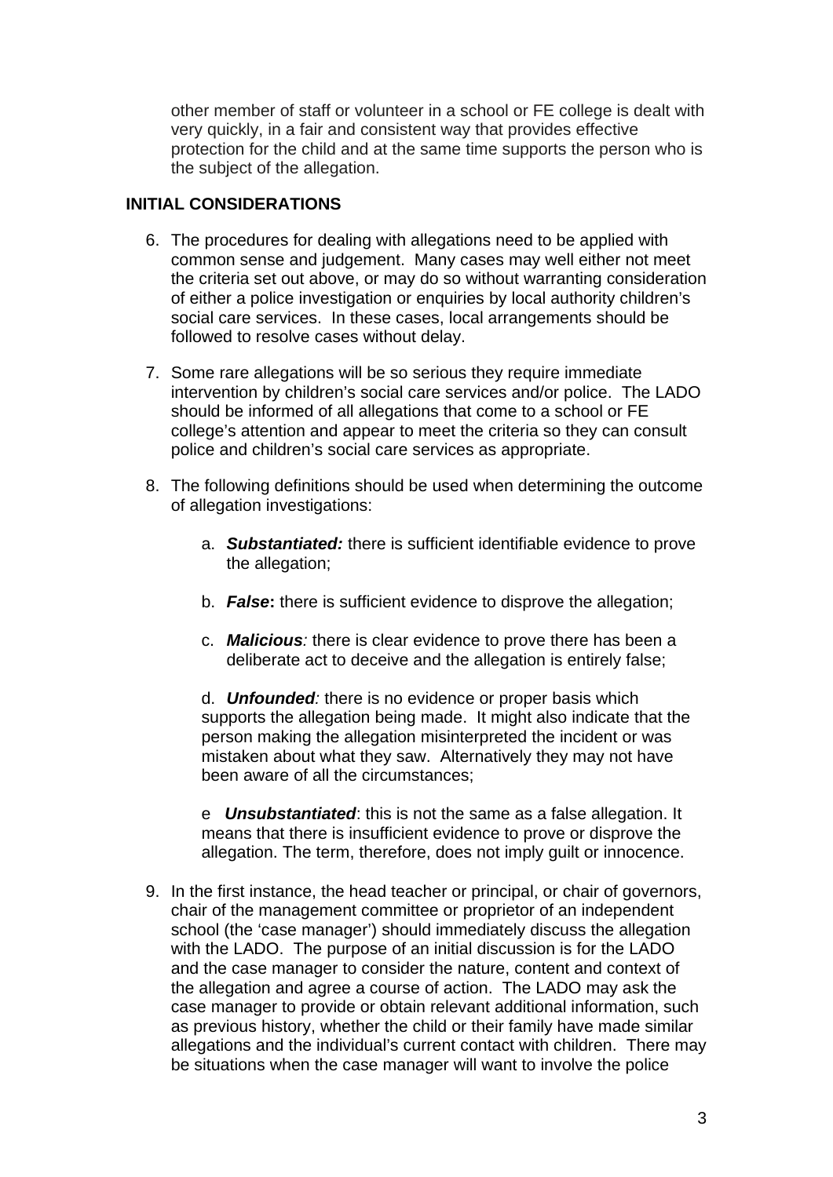other member of staff or volunteer in a school or FE college is dealt with very quickly, in a fair and consistent way that provides effective protection for the child and at the same time supports the person who is the subject of the allegation.

## INITIAL CONSIDERATIONS

6. The procedures for dealing with allegations need to be applied with common sense and judgement. Many cases may well either not meet the criteria set out above, or may do so without warranting consideration of either a police investigation or enquiries by local authority children's social care services. In these cases, local arrangements should be followed to resolve cases without delay.

7. Some rare allegations will be so serious they require immediate intervention by children's social care services and/or police. The LADO should be informed of all allegations that come to a school or FE college's attention and appear to meet the criteria so they can consult police and children's social care services as appropriate.

8. The following definitions should be used when determining the outcome of allegation investigations:

   a. ***Substantiated:*** there is sufficient identifiable evidence to prove the allegation;

   b. ***False*****:** there is sufficient evidence to disprove the allegation;

   c. ***Malicious****:* there is clear evidence to prove there has been a deliberate act to deceive and the allegation is entirely false;

   d. ***Unfounded****:* there is no evidence or proper basis which supports the allegation being made. It might also indicate that the person making the allegation misinterpreted the incident or was mistaken about what they saw. Alternatively they may not have been aware of all the circumstances;

   e ***Unsubstantiated***: this is not the same as a false allegation. It means that there is insufficient evidence to prove or disprove the allegation. The term, therefore, does not imply guilt or innocence.

9. In the first instance, the head teacher or principal, or chair of governors, chair of the management committee or proprietor of an independent school (the 'case manager') should immediately discuss the allegation with the LADO. The purpose of an initial discussion is for the LADO and the case manager to consider the nature, content and context of the allegation and agree a course of action. The LADO may ask the case manager to provide or obtain relevant additional information, such as previous history, whether the child or their family have made similar allegations and the individual's current contact with children. There may be situations when the case manager will want to involve the police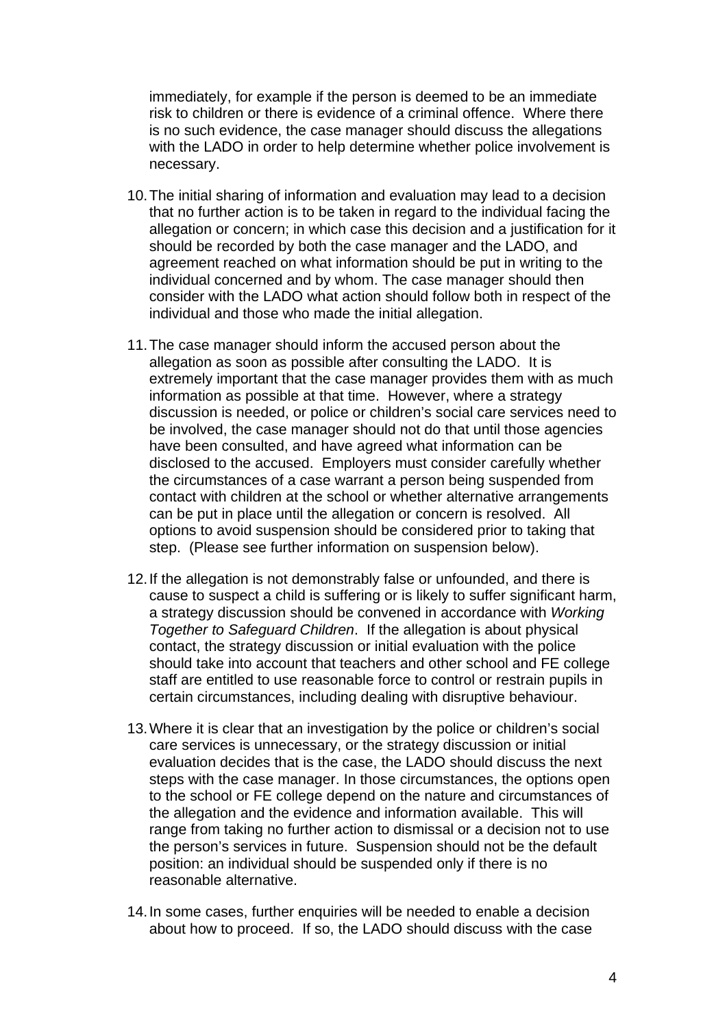immediately, for example if the person is deemed to be an immediate risk to children or there is evidence of a criminal offence. Where there is no such evidence, the case manager should discuss the allegations with the LADO in order to help determine whether police involvement is necessary.

10. The initial sharing of information and evaluation may lead to a decision that no further action is to be taken in regard to the individual facing the allegation or concern; in which case this decision and a justification for it should be recorded by both the case manager and the LADO, and agreement reached on what information should be put in writing to the individual concerned and by whom. The case manager should then consider with the LADO what action should follow both in respect of the individual and those who made the initial allegation.

11. The case manager should inform the accused person about the allegation as soon as possible after consulting the LADO. It is extremely important that the case manager provides them with as much information as possible at that time. However, where a strategy discussion is needed, or police or children's social care services need to be involved, the case manager should not do that until those agencies have been consulted, and have agreed what information can be disclosed to the accused. Employers must consider carefully whether the circumstances of a case warrant a person being suspended from contact with children at the school or whether alternative arrangements can be put in place until the allegation or concern is resolved. All options to avoid suspension should be considered prior to taking that step. (Please see further information on suspension below).

12. If the allegation is not demonstrably false or unfounded, and there is cause to suspect a child is suffering or is likely to suffer significant harm, a strategy discussion should be convened in accordance with *Working Together to Safeguard Children*. If the allegation is about physical contact, the strategy discussion or initial evaluation with the police should take into account that teachers and other school and FE college staff are entitled to use reasonable force to control or restrain pupils in certain circumstances, including dealing with disruptive behaviour.

13. Where it is clear that an investigation by the police or children's social care services is unnecessary, or the strategy discussion or initial evaluation decides that is the case, the LADO should discuss the next steps with the case manager. In those circumstances, the options open to the school or FE college depend on the nature and circumstances of the allegation and the evidence and information available. This will range from taking no further action to dismissal or a decision not to use the person's services in future. Suspension should not be the default position: an individual should be suspended only if there is no reasonable alternative.

14. In some cases, further enquiries will be needed to enable a decision about how to proceed. If so, the LADO should discuss with the case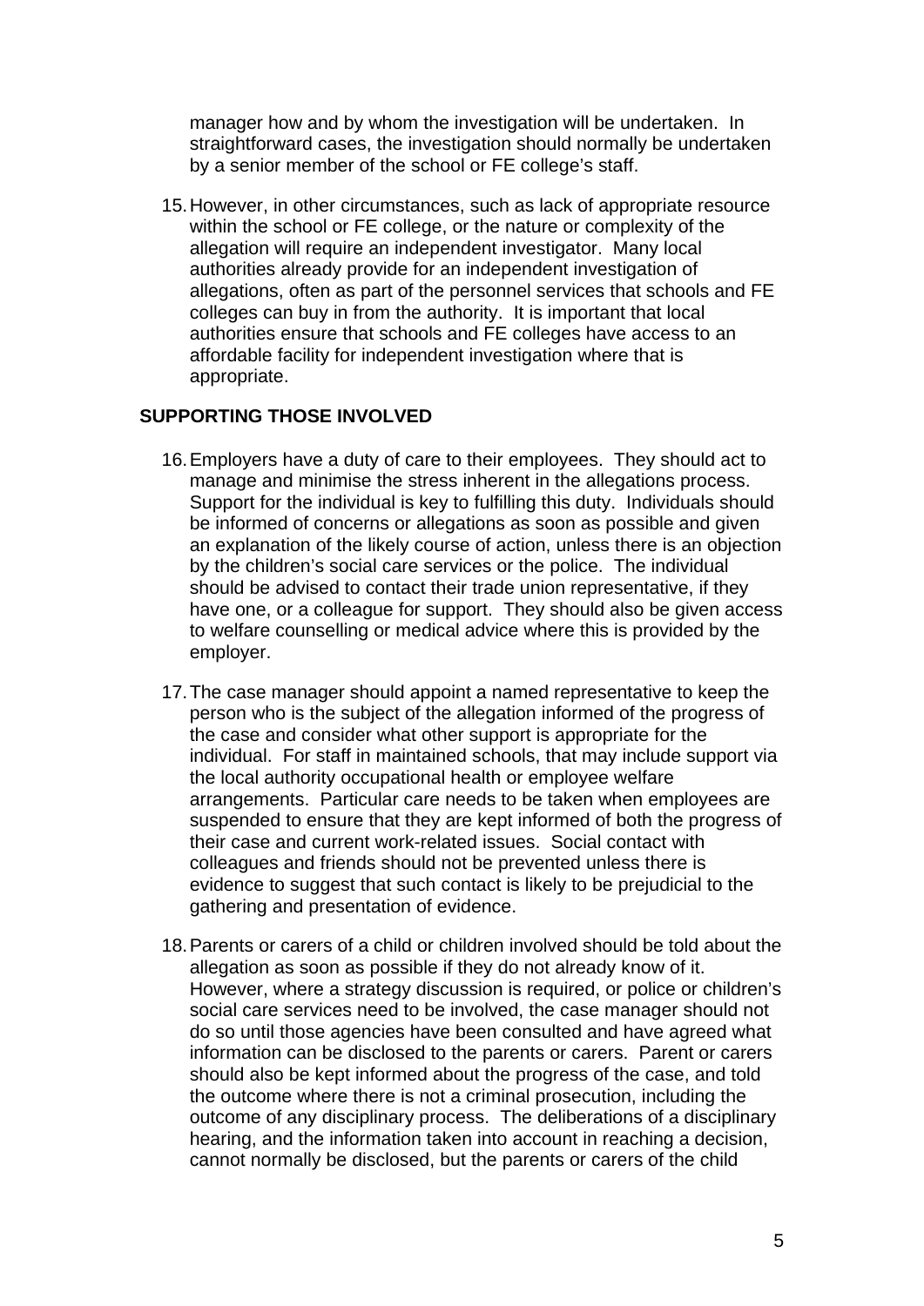manager how and by whom the investigation will be undertaken. In straightforward cases, the investigation should normally be undertaken by a senior member of the school or FE college's staff.

15. However, in other circumstances, such as lack of appropriate resource within the school or FE college, or the nature or complexity of the allegation will require an independent investigator. Many local authorities already provide for an independent investigation of allegations, often as part of the personnel services that schools and FE colleges can buy in from the authority. It is important that local authorities ensure that schools and FE colleges have access to an affordable facility for independent investigation where that is appropriate.

## SUPPORTING THOSE INVOLVED

16. Employers have a duty of care to their employees. They should act to manage and minimise the stress inherent in the allegations process. Support for the individual is key to fulfilling this duty. Individuals should be informed of concerns or allegations as soon as possible and given an explanation of the likely course of action, unless there is an objection by the children's social care services or the police. The individual should be advised to contact their trade union representative, if they have one, or a colleague for support. They should also be given access to welfare counselling or medical advice where this is provided by the employer.

17. The case manager should appoint a named representative to keep the person who is the subject of the allegation informed of the progress of the case and consider what other support is appropriate for the individual. For staff in maintained schools, that may include support via the local authority occupational health or employee welfare arrangements. Particular care needs to be taken when employees are suspended to ensure that they are kept informed of both the progress of their case and current work-related issues. Social contact with colleagues and friends should not be prevented unless there is evidence to suggest that such contact is likely to be prejudicial to the gathering and presentation of evidence.

18. Parents or carers of a child or children involved should be told about the allegation as soon as possible if they do not already know of it. However, where a strategy discussion is required, or police or children's social care services need to be involved, the case manager should not do so until those agencies have been consulted and have agreed what information can be disclosed to the parents or carers. Parent or carers should also be kept informed about the progress of the case, and told the outcome where there is not a criminal prosecution, including the outcome of any disciplinary process. The deliberations of a disciplinary hearing, and the information taken into account in reaching a decision, cannot normally be disclosed, but the parents or carers of the child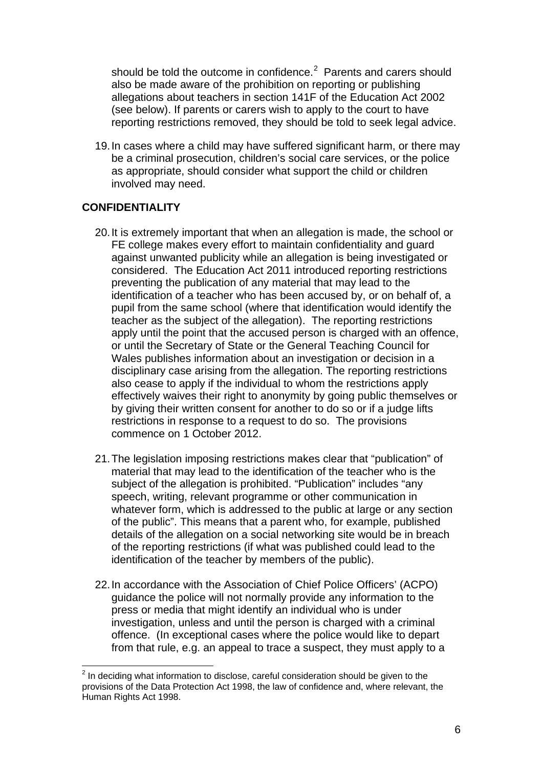should be told the outcome in confidence.[2] Parents and carers should also be made aware of the prohibition on reporting or publishing allegations about teachers in section 141F of the Education Act 2002 (see below). If parents or carers wish to apply to the court to have reporting restrictions removed, they should be told to seek legal advice.

19. In cases where a child may have suffered significant harm, or there may be a criminal prosecution, children's social care services, or the police as appropriate, should consider what support the child or children involved may need.

## CONFIDENTIALITY

20. It is extremely important that when an allegation is made, the school or FE college makes every effort to maintain confidentiality and guard against unwanted publicity while an allegation is being investigated or considered. The Education Act 2011 introduced reporting restrictions preventing the publication of any material that may lead to the identification of a teacher who has been accused by, or on behalf of, a pupil from the same school (where that identification would identify the teacher as the subject of the allegation). The reporting restrictions apply until the point that the accused person is charged with an offence, or until the Secretary of State or the General Teaching Council for Wales publishes information about an investigation or decision in a disciplinary case arising from the allegation. The reporting restrictions also cease to apply if the individual to whom the restrictions apply effectively waives their right to anonymity by going public themselves or by giving their written consent for another to do so or if a judge lifts restrictions in response to a request to do so. The provisions commence on 1 October 2012.

21. The legislation imposing restrictions makes clear that "publication" of material that may lead to the identification of the teacher who is the subject of the allegation is prohibited. "Publication" includes "any speech, writing, relevant programme or other communication in whatever form, which is addressed to the public at large or any section of the public". This means that a parent who, for example, published details of the allegation on a social networking site would be in breach of the reporting restrictions (if what was published could lead to the identification of the teacher by members of the public).

22. In accordance with the Association of Chief Police Officers' (ACPO) guidance the police will not normally provide any information to the press or media that might identify an individual who is under investigation, unless and until the person is charged with a criminal offence. (In exceptional cases where the police would like to depart from that rule, e.g. an appeal to trace a suspect, they must apply to a

[2] In deciding what information to disclose, careful consideration should be given to the provisions of the Data Protection Act 1998, the law of confidence and, where relevant, the Human Rights Act 1998.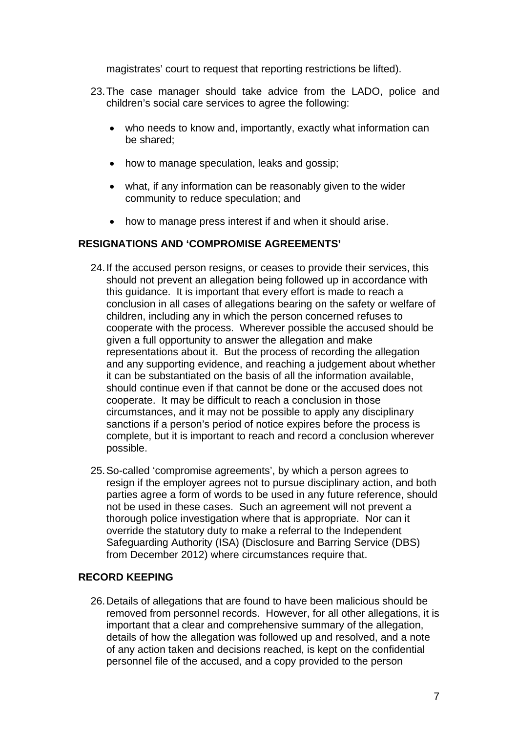magistrates' court to request that reporting restrictions be lifted).

23. The case manager should take advice from the LADO, police and children's social care services to agree the following:

   - who needs to know and, importantly, exactly what information can be shared;
   - how to manage speculation, leaks and gossip;
   - what, if any information can be reasonably given to the wider community to reduce speculation; and
   - how to manage press interest if and when it should arise.

## RESIGNATIONS AND 'COMPROMISE AGREEMENTS'

24. If the accused person resigns, or ceases to provide their services, this should not prevent an allegation being followed up in accordance with this guidance. It is important that every effort is made to reach a conclusion in all cases of allegations bearing on the safety or welfare of children, including any in which the person concerned refuses to cooperate with the process. Wherever possible the accused should be given a full opportunity to answer the allegation and make representations about it. But the process of recording the allegation and any supporting evidence, and reaching a judgement about whether it can be substantiated on the basis of all the information available, should continue even if that cannot be done or the accused does not cooperate. It may be difficult to reach a conclusion in those circumstances, and it may not be possible to apply any disciplinary sanctions if a person's period of notice expires before the process is complete, but it is important to reach and record a conclusion wherever possible.

25. So-called 'compromise agreements', by which a person agrees to resign if the employer agrees not to pursue disciplinary action, and both parties agree a form of words to be used in any future reference, should not be used in these cases. Such an agreement will not prevent a thorough police investigation where that is appropriate. Nor can it override the statutory duty to make a referral to the Independent Safeguarding Authority (ISA) (Disclosure and Barring Service (DBS) from December 2012) where circumstances require that.

## RECORD KEEPING

26. Details of allegations that are found to have been malicious should be removed from personnel records. However, for all other allegations, it is important that a clear and comprehensive summary of the allegation, details of how the allegation was followed up and resolved, and a note of any action taken and decisions reached, is kept on the confidential personnel file of the accused, and a copy provided to the person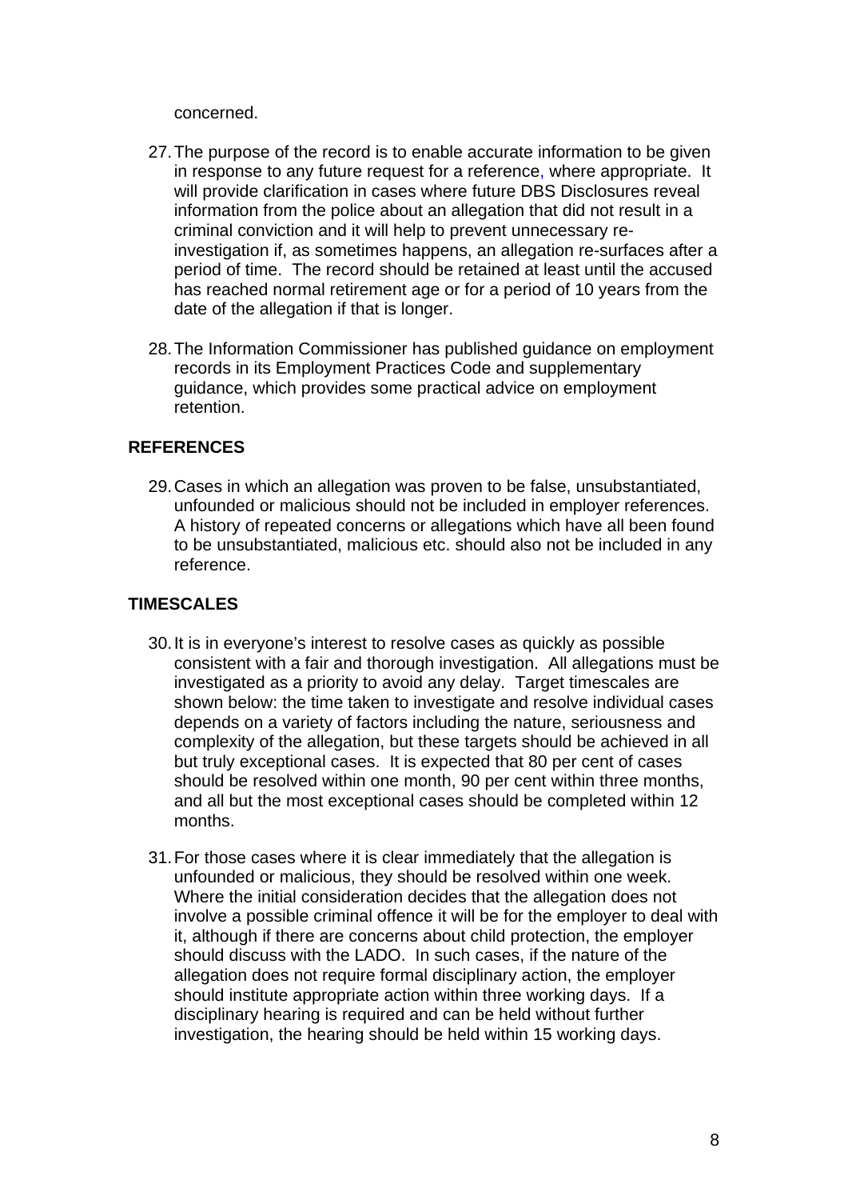concerned.

27. The purpose of the record is to enable accurate information to be given in response to any future request for a reference, where appropriate. It will provide clarification in cases where future DBS Disclosures reveal information from the police about an allegation that did not result in a criminal conviction and it will help to prevent unnecessary re-investigation if, as sometimes happens, an allegation re-surfaces after a period of time. The record should be retained at least until the accused has reached normal retirement age or for a period of 10 years from the date of the allegation if that is longer.

28. The Information Commissioner has published guidance on employment records in its Employment Practices Code and supplementary guidance, which provides some practical advice on employment retention.

## REFERENCES

29. Cases in which an allegation was proven to be false, unsubstantiated, unfounded or malicious should not be included in employer references. A history of repeated concerns or allegations which have all been found to be unsubstantiated, malicious etc. should also not be included in any reference.

## TIMESCALES

30. It is in everyone's interest to resolve cases as quickly as possible consistent with a fair and thorough investigation. All allegations must be investigated as a priority to avoid any delay. Target timescales are shown below: the time taken to investigate and resolve individual cases depends on a variety of factors including the nature, seriousness and complexity of the allegation, but these targets should be achieved in all but truly exceptional cases. It is expected that 80 per cent of cases should be resolved within one month, 90 per cent within three months, and all but the most exceptional cases should be completed within 12 months.

31. For those cases where it is clear immediately that the allegation is unfounded or malicious, they should be resolved within one week. Where the initial consideration decides that the allegation does not involve a possible criminal offence it will be for the employer to deal with it, although if there are concerns about child protection, the employer should discuss with the LADO. In such cases, if the nature of the allegation does not require formal disciplinary action, the employer should institute appropriate action within three working days. If a disciplinary hearing is required and can be held without further investigation, the hearing should be held within 15 working days.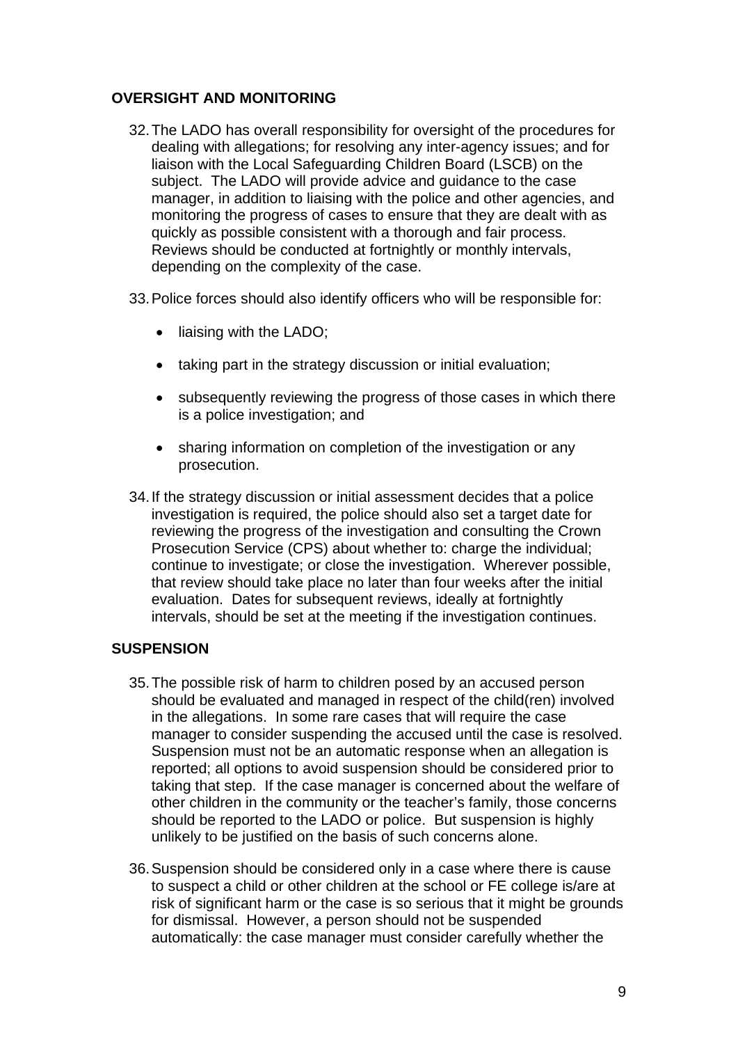## OVERSIGHT AND MONITORING

32. The LADO has overall responsibility for oversight of the procedures for dealing with allegations; for resolving any inter-agency issues; and for liaison with the Local Safeguarding Children Board (LSCB) on the subject. The LADO will provide advice and guidance to the case manager, in addition to liaising with the police and other agencies, and monitoring the progress of cases to ensure that they are dealt with as quickly as possible consistent with a thorough and fair process. Reviews should be conducted at fortnightly or monthly intervals, depending on the complexity of the case.

33. Police forces should also identify officers who will be responsible for:

    - liaising with the LADO;
    - taking part in the strategy discussion or initial evaluation;
    - subsequently reviewing the progress of those cases in which there is a police investigation; and
    - sharing information on completion of the investigation or any prosecution.

34. If the strategy discussion or initial assessment decides that a police investigation is required, the police should also set a target date for reviewing the progress of the investigation and consulting the Crown Prosecution Service (CPS) about whether to: charge the individual; continue to investigate; or close the investigation. Wherever possible, that review should take place no later than four weeks after the initial evaluation. Dates for subsequent reviews, ideally at fortnightly intervals, should be set at the meeting if the investigation continues.

## SUSPENSION

35. The possible risk of harm to children posed by an accused person should be evaluated and managed in respect of the child(ren) involved in the allegations. In some rare cases that will require the case manager to consider suspending the accused until the case is resolved. Suspension must not be an automatic response when an allegation is reported; all options to avoid suspension should be considered prior to taking that step. If the case manager is concerned about the welfare of other children in the community or the teacher's family, those concerns should be reported to the LADO or police. But suspension is highly unlikely to be justified on the basis of such concerns alone.

36. Suspension should be considered only in a case where there is cause to suspect a child or other children at the school or FE college is/are at risk of significant harm or the case is so serious that it might be grounds for dismissal. However, a person should not be suspended automatically: the case manager must consider carefully whether the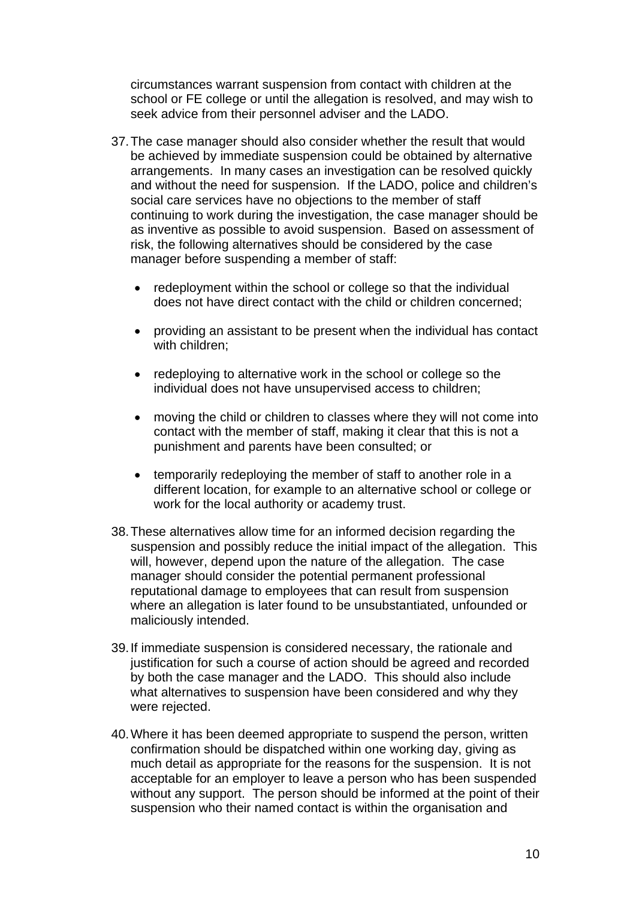circumstances warrant suspension from contact with children at the school or FE college or until the allegation is resolved, and may wish to seek advice from their personnel adviser and the LADO.

37. The case manager should also consider whether the result that would be achieved by immediate suspension could be obtained by alternative arrangements. In many cases an investigation can be resolved quickly and without the need for suspension. If the LADO, police and children's social care services have no objections to the member of staff continuing to work during the investigation, the case manager should be as inventive as possible to avoid suspension. Based on assessment of risk, the following alternatives should be considered by the case manager before suspending a member of staff:

    - redeployment within the school or college so that the individual does not have direct contact with the child or children concerned;
    - providing an assistant to be present when the individual has contact with children;
    - redeploying to alternative work in the school or college so the individual does not have unsupervised access to children;
    - moving the child or children to classes where they will not come into contact with the member of staff, making it clear that this is not a punishment and parents have been consulted; or
    - temporarily redeploying the member of staff to another role in a different location, for example to an alternative school or college or work for the local authority or academy trust.

38. These alternatives allow time for an informed decision regarding the suspension and possibly reduce the initial impact of the allegation. This will, however, depend upon the nature of the allegation. The case manager should consider the potential permanent professional reputational damage to employees that can result from suspension where an allegation is later found to be unsubstantiated, unfounded or maliciously intended.

39. If immediate suspension is considered necessary, the rationale and justification for such a course of action should be agreed and recorded by both the case manager and the LADO. This should also include what alternatives to suspension have been considered and why they were rejected.

40. Where it has been deemed appropriate to suspend the person, written confirmation should be dispatched within one working day, giving as much detail as appropriate for the reasons for the suspension. It is not acceptable for an employer to leave a person who has been suspended without any support. The person should be informed at the point of their suspension who their named contact is within the organisation and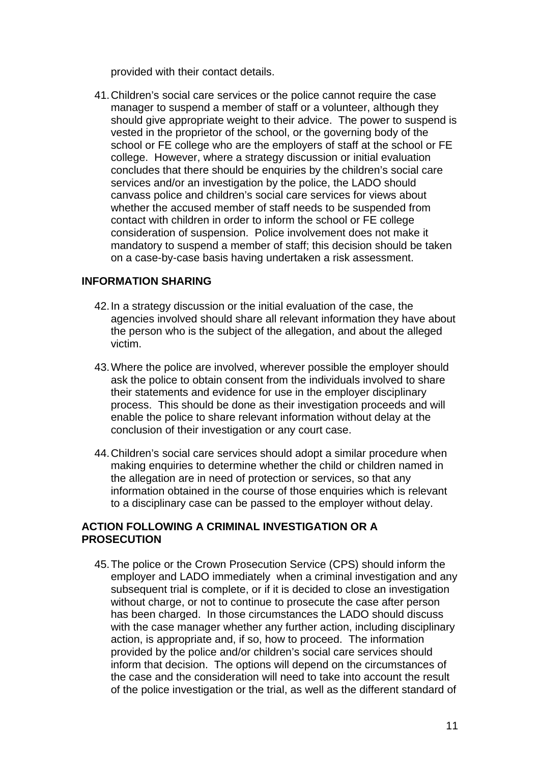provided with their contact details.

41. Children's social care services or the police cannot require the case manager to suspend a member of staff or a volunteer, although they should give appropriate weight to their advice. The power to suspend is vested in the proprietor of the school, or the governing body of the school or FE college who are the employers of staff at the school or FE college. However, where a strategy discussion or initial evaluation concludes that there should be enquiries by the children's social care services and/or an investigation by the police, the LADO should canvass police and children's social care services for views about whether the accused member of staff needs to be suspended from contact with children in order to inform the school or FE college consideration of suspension. Police involvement does not make it mandatory to suspend a member of staff; this decision should be taken on a case-by-case basis having undertaken a risk assessment.

**INFORMATION SHARING**

42. In a strategy discussion or the initial evaluation of the case, the agencies involved should share all relevant information they have about the person who is the subject of the allegation, and about the alleged victim.

43. Where the police are involved, wherever possible the employer should ask the police to obtain consent from the individuals involved to share their statements and evidence for use in the employer disciplinary process. This should be done as their investigation proceeds and will enable the police to share relevant information without delay at the conclusion of their investigation or any court case.

44. Children's social care services should adopt a similar procedure when making enquiries to determine whether the child or children named in the allegation are in need of protection or services, so that any information obtained in the course of those enquiries which is relevant to a disciplinary case can be passed to the employer without delay.

**ACTION FOLLOWING A CRIMINAL INVESTIGATION OR A PROSECUTION**

45. The police or the Crown Prosecution Service (CPS) should inform the employer and LADO immediately when a criminal investigation and any subsequent trial is complete, or if it is decided to close an investigation without charge, or not to continue to prosecute the case after person has been charged. In those circumstances the LADO should discuss with the case manager whether any further action, including disciplinary action, is appropriate and, if so, how to proceed. The information provided by the police and/or children's social care services should inform that decision. The options will depend on the circumstances of the case and the consideration will need to take into account the result of the police investigation or the trial, as well as the different standard of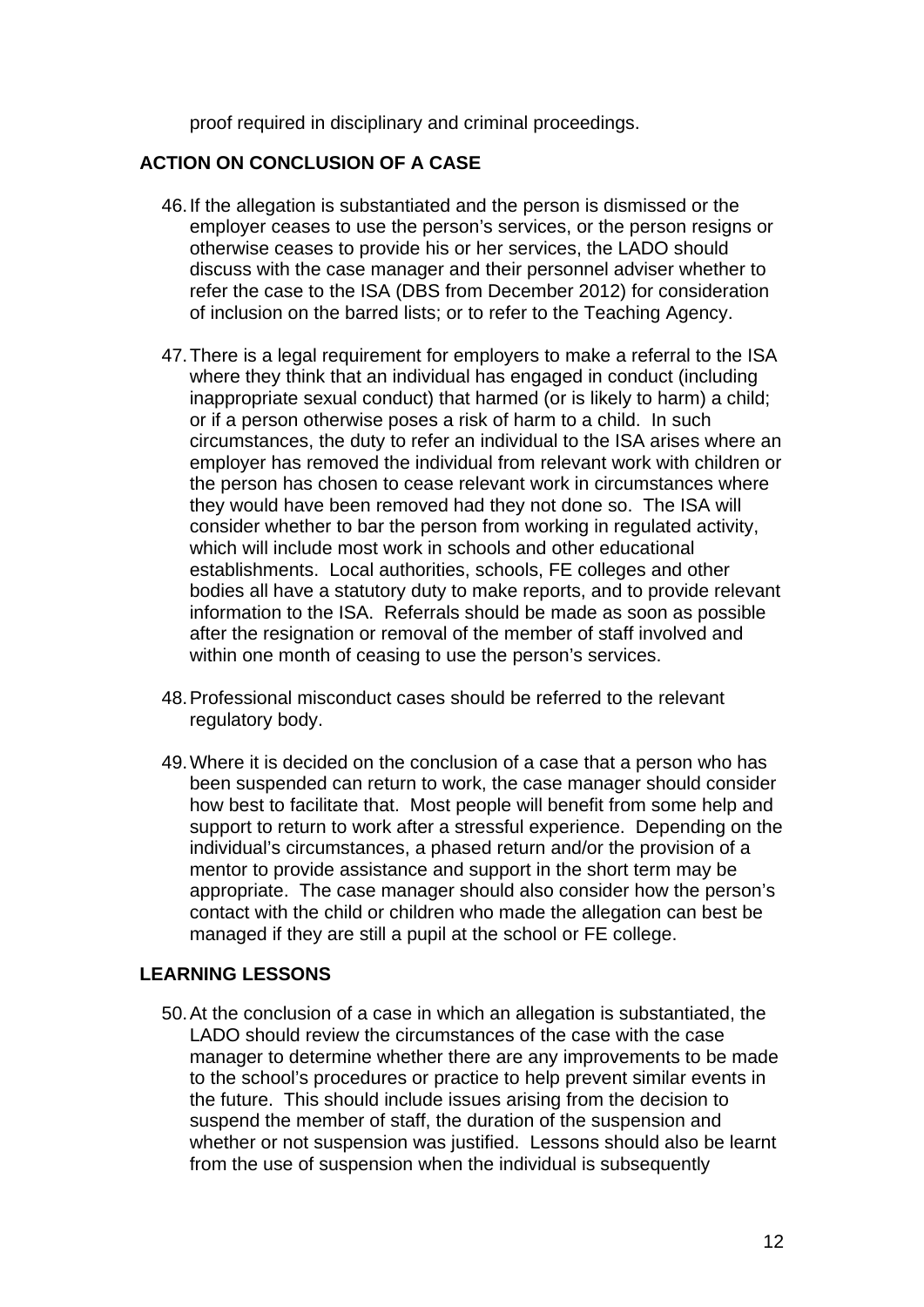proof required in disciplinary and criminal proceedings.

## ACTION ON CONCLUSION OF A CASE

46. If the allegation is substantiated and the person is dismissed or the employer ceases to use the person's services, or the person resigns or otherwise ceases to provide his or her services, the LADO should discuss with the case manager and their personnel adviser whether to refer the case to the ISA (DBS from December 2012) for consideration of inclusion on the barred lists; or to refer to the Teaching Agency.

47. There is a legal requirement for employers to make a referral to the ISA where they think that an individual has engaged in conduct (including inappropriate sexual conduct) that harmed (or is likely to harm) a child; or if a person otherwise poses a risk of harm to a child. In such circumstances, the duty to refer an individual to the ISA arises where an employer has removed the individual from relevant work with children or the person has chosen to cease relevant work in circumstances where they would have been removed had they not done so. The ISA will consider whether to bar the person from working in regulated activity, which will include most work in schools and other educational establishments. Local authorities, schools, FE colleges and other bodies all have a statutory duty to make reports, and to provide relevant information to the ISA. Referrals should be made as soon as possible after the resignation or removal of the member of staff involved and within one month of ceasing to use the person's services.

48. Professional misconduct cases should be referred to the relevant regulatory body.

49. Where it is decided on the conclusion of a case that a person who has been suspended can return to work, the case manager should consider how best to facilitate that. Most people will benefit from some help and support to return to work after a stressful experience. Depending on the individual's circumstances, a phased return and/or the provision of a mentor to provide assistance and support in the short term may be appropriate. The case manager should also consider how the person's contact with the child or children who made the allegation can best be managed if they are still a pupil at the school or FE college.

## LEARNING LESSONS

50. At the conclusion of a case in which an allegation is substantiated, the LADO should review the circumstances of the case with the case manager to determine whether there are any improvements to be made to the school's procedures or practice to help prevent similar events in the future. This should include issues arising from the decision to suspend the member of staff, the duration of the suspension and whether or not suspension was justified. Lessons should also be learnt from the use of suspension when the individual is subsequently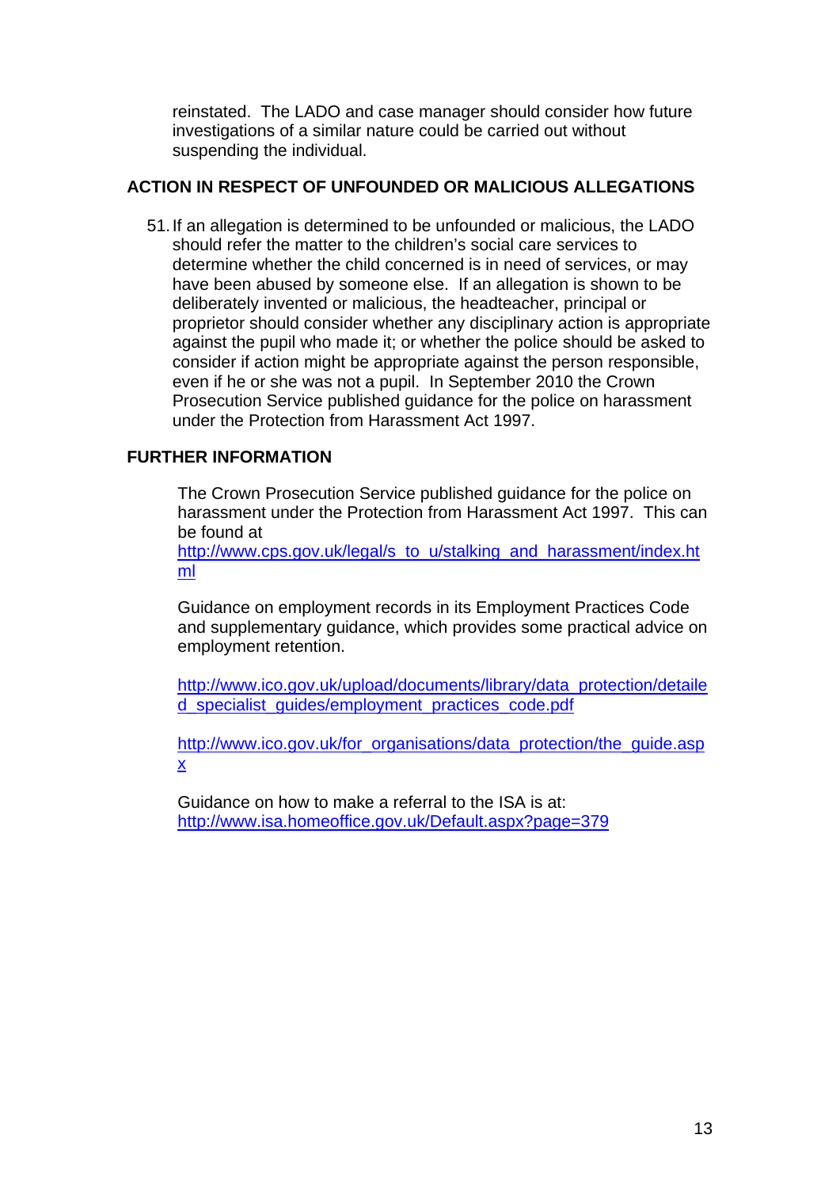reinstated. The LADO and case manager should consider how future investigations of a similar nature could be carried out without suspending the individual.

## ACTION IN RESPECT OF UNFOUNDED OR MALICIOUS ALLEGATIONS

51. If an allegation is determined to be unfounded or malicious, the LADO should refer the matter to the children's social care services to determine whether the child concerned is in need of services, or may have been abused by someone else. If an allegation is shown to be deliberately invented or malicious, the headteacher, principal or proprietor should consider whether any disciplinary action is appropriate against the pupil who made it; or whether the police should be asked to consider if action might be appropriate against the person responsible, even if he or she was not a pupil. In September 2010 the Crown Prosecution Service published guidance for the police on harassment under the Protection from Harassment Act 1997.

## FURTHER INFORMATION

The Crown Prosecution Service published guidance for the police on harassment under the Protection from Harassment Act 1997. This can be found at
http://www.cps.gov.uk/legal/s_to_u/stalking_and_harassment/index.html

Guidance on employment records in its Employment Practices Code and supplementary guidance, which provides some practical advice on employment retention.

http://www.ico.gov.uk/upload/documents/library/data_protection/detailed_specialist_guides/employment_practices_code.pdf

http://www.ico.gov.uk/for_organisations/data_protection/the_guide.aspx

Guidance on how to make a referral to the ISA is at:
http://www.isa.homeoffice.gov.uk/Default.aspx?page=379